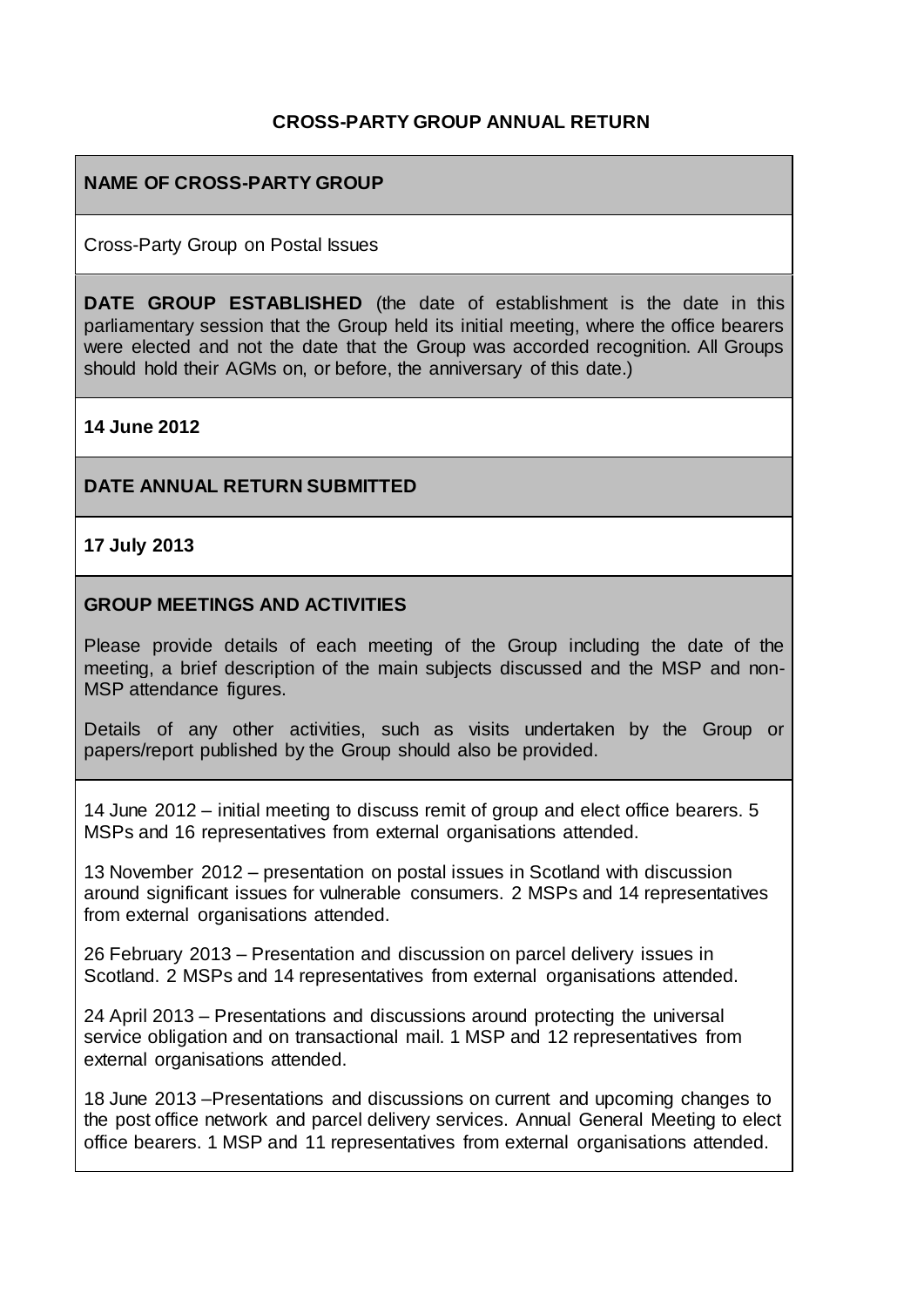# CROSS-PARTY GROUP ANNUAL RETURN

## NAME OF CROSS-PARTY GROUP

Cross-Party Group on Postal Issues

**DATE GROUP ESTABLISHED** (the date of establishment is the date in this parliamentary session that the Group held its initial meeting, where the office bearers were elected and not the date that the Group was accorded recognition. All Groups should hold their AGMs on, or before, the anniversary of this date.)

**14 June 2012**

## DATE ANNUAL RETURN SUBMITTED

**17 July 2013**

## GROUP MEETINGS AND ACTIVITIES

Please provide details of each meeting of the Group including the date of the meeting, a brief description of the main subjects discussed and the MSP and non-MSP attendance figures.

Details of any other activities, such as visits undertaken by the Group or papers/report published by the Group should also be provided.

14 June 2012 – initial meeting to discuss remit of group and elect office bearers. 5 MSPs and 16 representatives from external organisations attended.

13 November 2012 – presentation on postal issues in Scotland with discussion around significant issues for vulnerable consumers. 2 MSPs and 14 representatives from external organisations attended.

26 February 2013 – Presentation and discussion on parcel delivery issues in Scotland. 2 MSPs and 14 representatives from external organisations attended.

24 April 2013 – Presentations and discussions around protecting the universal service obligation and on transactional mail. 1 MSP and 12 representatives from external organisations attended.

18 June 2013 –Presentations and discussions on current and upcoming changes to the post office network and parcel delivery services. Annual General Meeting to elect office bearers. 1 MSP and 11 representatives from external organisations attended.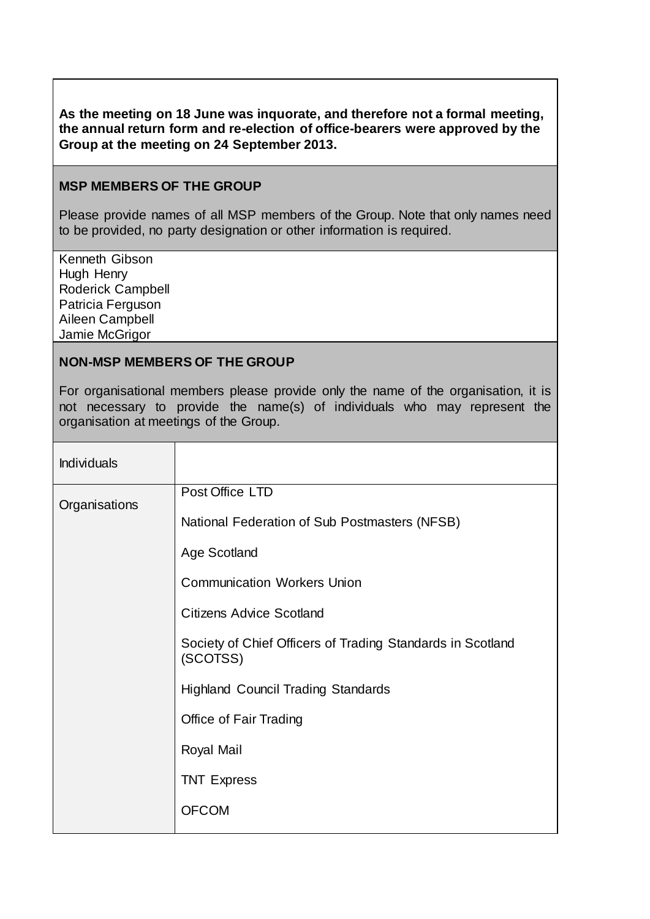**As the meeting on 18 June was inquorate, and therefore not a formal meeting, the annual return form and re-election of office-bearers were approved by the Group at the meeting on 24 September 2013.**

**MSP MEMBERS OF THE GROUP**

Please provide names of all MSP members of the Group. Note that only names need to be provided, no party designation or other information is required.

Kenneth Gibson
Hugh Henry
Roderick Campbell
Patricia Ferguson
Aileen Campbell
Jamie McGrigor

**NON-MSP MEMBERS OF THE GROUP**

For organisational members please provide only the name of the organisation, it is not necessary to provide the name(s) of individuals who may represent the organisation at meetings of the Group.

| Individuals | |
|---|---|
| Organisations | Post Office LTD<br><br>National Federation of Sub Postmasters (NFSB)<br><br>Age Scotland<br><br>Communication Workers Union<br><br>Citizens Advice Scotland<br><br>Society of Chief Officers of Trading Standards in Scotland (SCOTSS)<br><br>Highland Council Trading Standards<br><br>Office of Fair Trading<br><br>Royal Mail<br><br>TNT Express<br><br>OFCOM |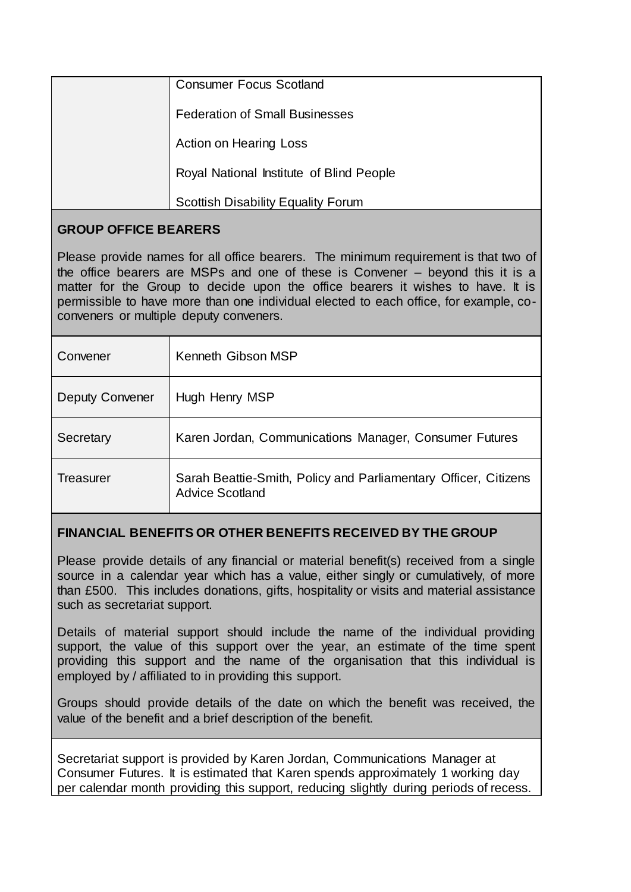| | |
|---|---|
| | Consumer Focus Scotland<br><br>Federation of Small Businesses<br><br>Action on Hearing Loss<br><br>Royal National Institute of Blind People<br><br>Scottish Disability Equality Forum |

**GROUP OFFICE BEARERS**

Please provide names for all office bearers. The minimum requirement is that two of the office bearers are MSPs and one of these is Convener – beyond this it is a matter for the Group to decide upon the office bearers it wishes to have. It is permissible to have more than one individual elected to each office, for example, co-conveners or multiple deputy conveners.

| | |
|---|---|
| Convener | Kenneth Gibson MSP |
| Deputy Convener | Hugh Henry MSP |
| Secretary | Karen Jordan, Communications Manager, Consumer Futures |
| Treasurer | Sarah Beattie-Smith, Policy and Parliamentary Officer, Citizens Advice Scotland |

**FINANCIAL BENEFITS OR OTHER BENEFITS RECEIVED BY THE GROUP**

Please provide details of any financial or material benefit(s) received from a single source in a calendar year which has a value, either singly or cumulatively, of more than £500. This includes donations, gifts, hospitality or visits and material assistance such as secretariat support.

Details of material support should include the name of the individual providing support, the value of this support over the year, an estimate of the time spent providing this support and the name of the organisation that this individual is employed by / affiliated to in providing this support.

Groups should provide details of the date on which the benefit was received, the value of the benefit and a brief description of the benefit.

Secretariat support is provided by Karen Jordan, Communications Manager at Consumer Futures. It is estimated that Karen spends approximately 1 working day per calendar month providing this support, reducing slightly during periods of recess.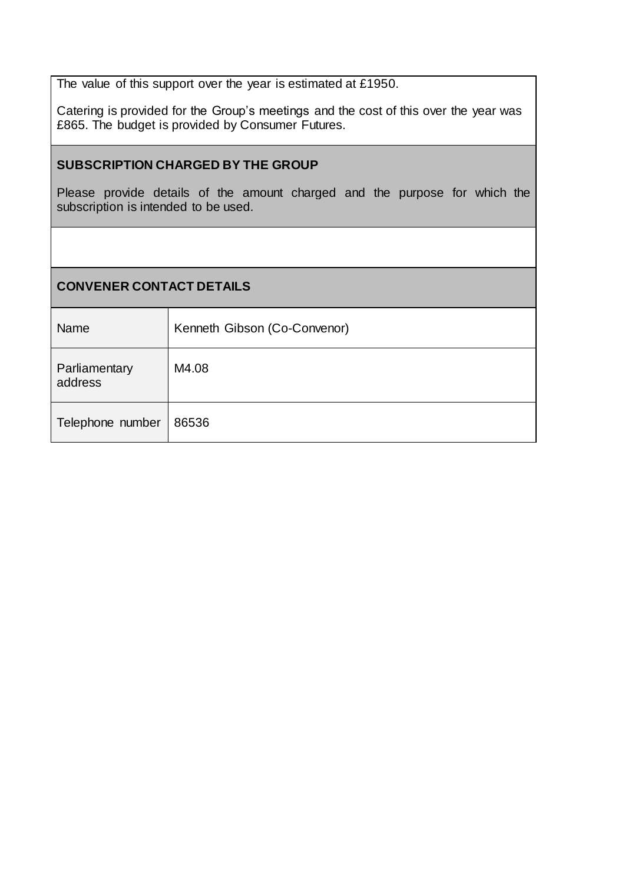The value of this support over the year is estimated at £1950.

Catering is provided for the Group's meetings and the cost of this over the year was £865. The budget is provided by Consumer Futures.

**SUBSCRIPTION CHARGED BY THE GROUP**

Please provide details of the amount charged and the purpose for which the subscription is intended to be used.

**CONVENER CONTACT DETAILS**

| | |
|---|---|
| Name | Kenneth Gibson (Co-Convenor) |
| Parliamentary address | M4.08 |
| Telephone number | 86536 |